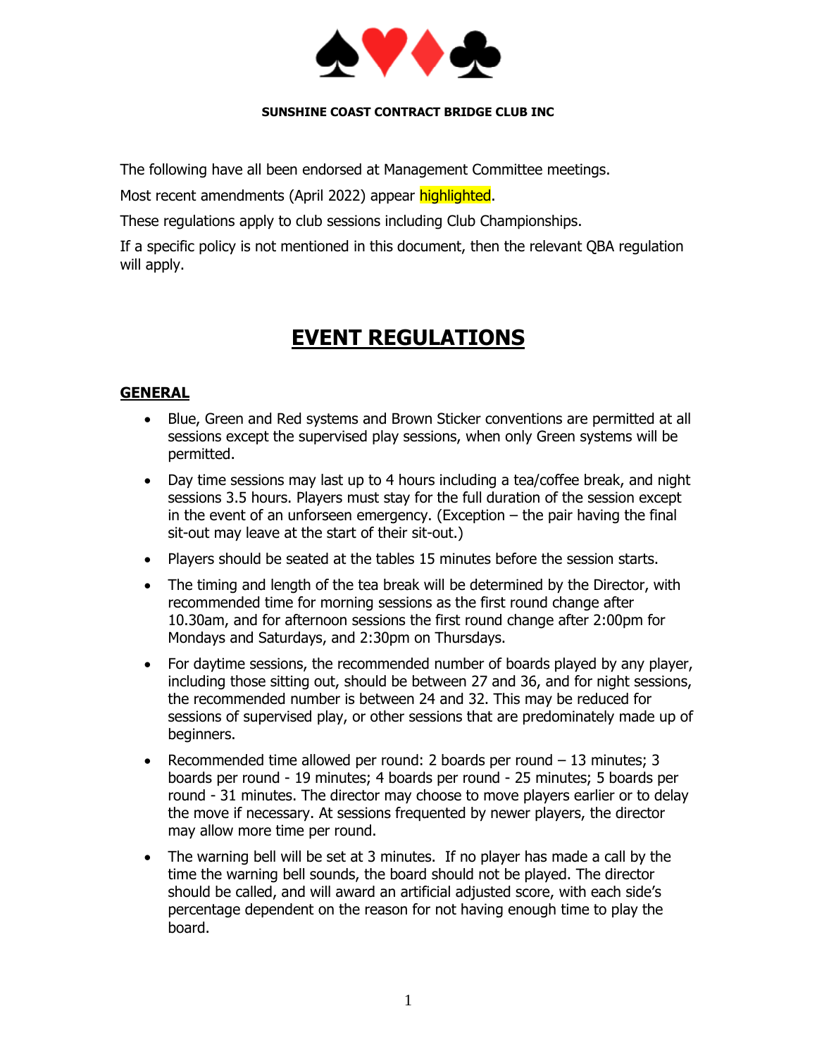**SUNSHINE COAST CONTRACT BRIDGE CLUB INC**

The following have all been endorsed at Management Committee meetings.

Most recent amendments (April 2022) appear highlighted.

These regulations apply to club sessions including Club Championships.

If a specific policy is not mentioned in this document, then the relevant QBA regulation will apply.

# EVENT REGULATIONS

## GENERAL

- Blue, Green and Red systems and Brown Sticker conventions are permitted at all sessions except the supervised play sessions, when only Green systems will be permitted.
- Day time sessions may last up to 4 hours including a tea/coffee break, and night sessions 3.5 hours. Players must stay for the full duration of the session except in the event of an unforseen emergency. (Exception – the pair having the final sit-out may leave at the start of their sit-out.)
- Players should be seated at the tables 15 minutes before the session starts.
- The timing and length of the tea break will be determined by the Director, with recommended time for morning sessions as the first round change after 10.30am, and for afternoon sessions the first round change after 2:00pm for Mondays and Saturdays, and 2:30pm on Thursdays.
- For daytime sessions, the recommended number of boards played by any player, including those sitting out, should be between 27 and 36, and for night sessions, the recommended number is between 24 and 32. This may be reduced for sessions of supervised play, or other sessions that are predominately made up of beginners.
- Recommended time allowed per round: 2 boards per round – 13 minutes; 3 boards per round - 19 minutes; 4 boards per round - 25 minutes; 5 boards per round - 31 minutes. The director may choose to move players earlier or to delay the move if necessary. At sessions frequented by newer players, the director may allow more time per round.
- The warning bell will be set at 3 minutes. If no player has made a call by the time the warning bell sounds, the board should not be played. The director should be called, and will award an artificial adjusted score, with each side's percentage dependent on the reason for not having enough time to play the board.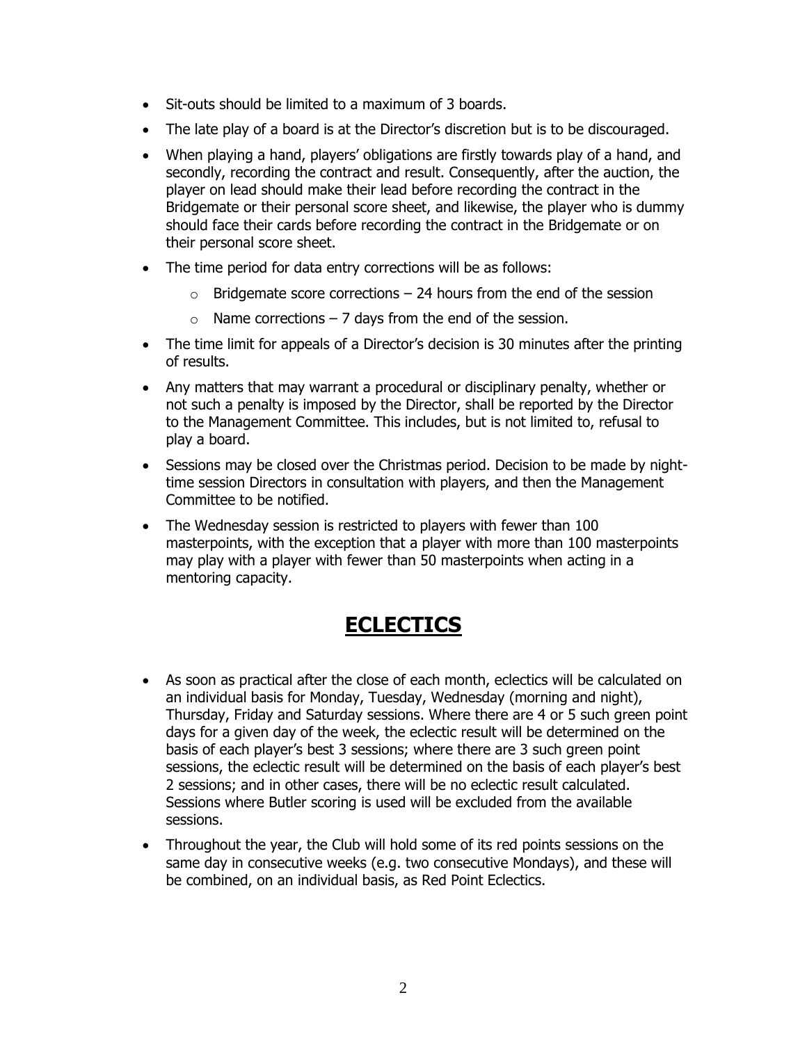- Sit-outs should be limited to a maximum of 3 boards.
- The late play of a board is at the Director's discretion but is to be discouraged.
- When playing a hand, players' obligations are firstly towards play of a hand, and secondly, recording the contract and result. Consequently, after the auction, the player on lead should make their lead before recording the contract in the Bridgemate or their personal score sheet, and likewise, the player who is dummy should face their cards before recording the contract in the Bridgemate or on their personal score sheet.
- The time period for data entry corrections will be as follows:
  - Bridgemate score corrections – 24 hours from the end of the session
  - Name corrections – 7 days from the end of the session.
- The time limit for appeals of a Director's decision is 30 minutes after the printing of results.
- Any matters that may warrant a procedural or disciplinary penalty, whether or not such a penalty is imposed by the Director, shall be reported by the Director to the Management Committee. This includes, but is not limited to, refusal to play a board.
- Sessions may be closed over the Christmas period. Decision to be made by night-time session Directors in consultation with players, and then the Management Committee to be notified.
- The Wednesday session is restricted to players with fewer than 100 masterpoints, with the exception that a player with more than 100 masterpoints may play with a player with fewer than 50 masterpoints when acting in a mentoring capacity.

# ECLECTICS

- As soon as practical after the close of each month, eclectics will be calculated on an individual basis for Monday, Tuesday, Wednesday (morning and night), Thursday, Friday and Saturday sessions. Where there are 4 or 5 such green point days for a given day of the week, the eclectic result will be determined on the basis of each player's best 3 sessions; where there are 3 such green point sessions, the eclectic result will be determined on the basis of each player's best 2 sessions; and in other cases, there will be no eclectic result calculated. Sessions where Butler scoring is used will be excluded from the available sessions.
- Throughout the year, the Club will hold some of its red points sessions on the same day in consecutive weeks (e.g. two consecutive Mondays), and these will be combined, on an individual basis, as Red Point Eclectics.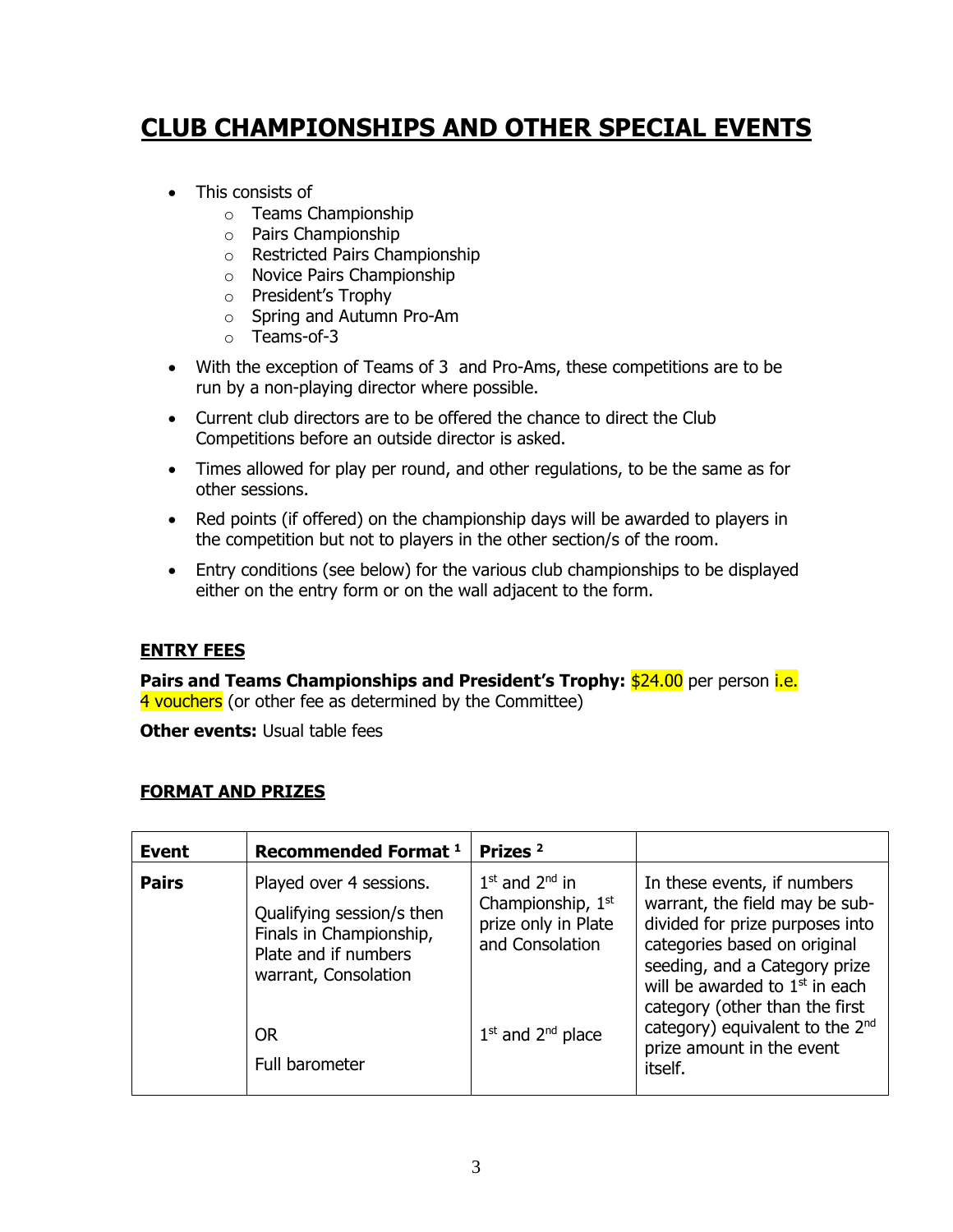# CLUB CHAMPIONSHIPS AND OTHER SPECIAL EVENTS

- This consists of
  - Teams Championship
  - Pairs Championship
  - Restricted Pairs Championship
  - Novice Pairs Championship
  - President's Trophy
  - Spring and Autumn Pro-Am
  - Teams-of-3
- With the exception of Teams of 3 and Pro-Ams, these competitions are to be run by a non-playing director where possible.
- Current club directors are to be offered the chance to direct the Club Competitions before an outside director is asked.
- Times allowed for play per round, and other regulations, to be the same as for other sessions.
- Red points (if offered) on the championship days will be awarded to players in the competition but not to players in the other section/s of the room.
- Entry conditions (see below) for the various club championships to be displayed either on the entry form or on the wall adjacent to the form.

## ENTRY FEES

**Pairs and Teams Championships and President's Trophy:** $24.00 per person i.e. 4 vouchers (or other fee as determined by the Committee)

**Other events:** Usual table fees

## FORMAT AND PRIZES

| Event | Recommended Format [1] | Prizes [2] | |
|---|---|---|---|
| **Pairs** | Played over 4 sessions. Qualifying session/s then Finals in Championship, Plate and if numbers warrant, Consolation | 1st and 2nd in Championship, 1st prize only in Plate and Consolation | In these events, if numbers warrant, the field may be sub-divided for prize purposes into categories based on original seeding, and a Category prize will be awarded to 1st in each category (other than the first category) equivalent to the 2nd prize amount in the event itself. |
| | OR Full barometer | 1st and 2nd place | |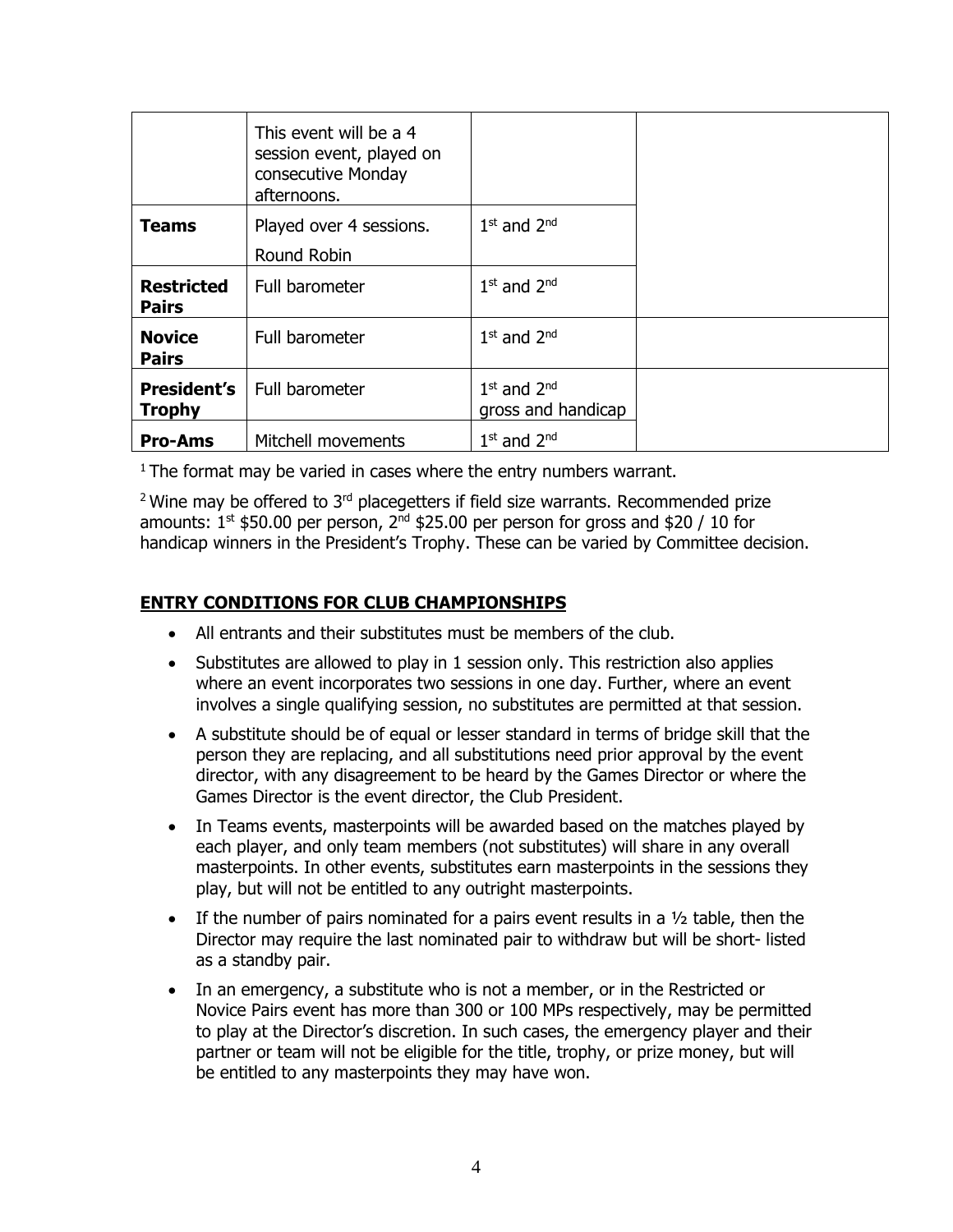| | | | |
|---|---|---|---|
| | This event will be a 4 session event, played on consecutive Monday afternoons. | | |
| **Teams** | Played over 4 sessions. Round Robin | 1st and 2nd | |
| **Restricted Pairs** | Full barometer | 1st and 2nd | |
| **Novice Pairs** | Full barometer | 1st and 2nd | |
| **President's Trophy** | Full barometer | 1st and 2nd gross and handicap | |
| **Pro-Ams** | Mitchell movements | 1st and 2nd | |

[1] The format may be varied in cases where the entry numbers warrant.

[2] Wine may be offered to 3rd placegetters if field size warrants. Recommended prize amounts: 1st \$50.00 per person, 2nd \$25.00 per person for gross and \$20 / 10 for handicap winners in the President's Trophy. These can be varied by Committee decision.

## ENTRY CONDITIONS FOR CLUB CHAMPIONSHIPS

- All entrants and their substitutes must be members of the club.
- Substitutes are allowed to play in 1 session only. This restriction also applies where an event incorporates two sessions in one day. Further, where an event involves a single qualifying session, no substitutes are permitted at that session.
- A substitute should be of equal or lesser standard in terms of bridge skill that the person they are replacing, and all substitutions need prior approval by the event director, with any disagreement to be heard by the Games Director or where the Games Director is the event director, the Club President.
- In Teams events, masterpoints will be awarded based on the matches played by each player, and only team members (not substitutes) will share in any overall masterpoints. In other events, substitutes earn masterpoints in the sessions they play, but will not be entitled to any outright masterpoints.
- If the number of pairs nominated for a pairs event results in a ½ table, then the Director may require the last nominated pair to withdraw but will be short- listed as a standby pair.
- In an emergency, a substitute who is not a member, or in the Restricted or Novice Pairs event has more than 300 or 100 MPs respectively, may be permitted to play at the Director's discretion. In such cases, the emergency player and their partner or team will not be eligible for the title, trophy, or prize money, but will be entitled to any masterpoints they may have won.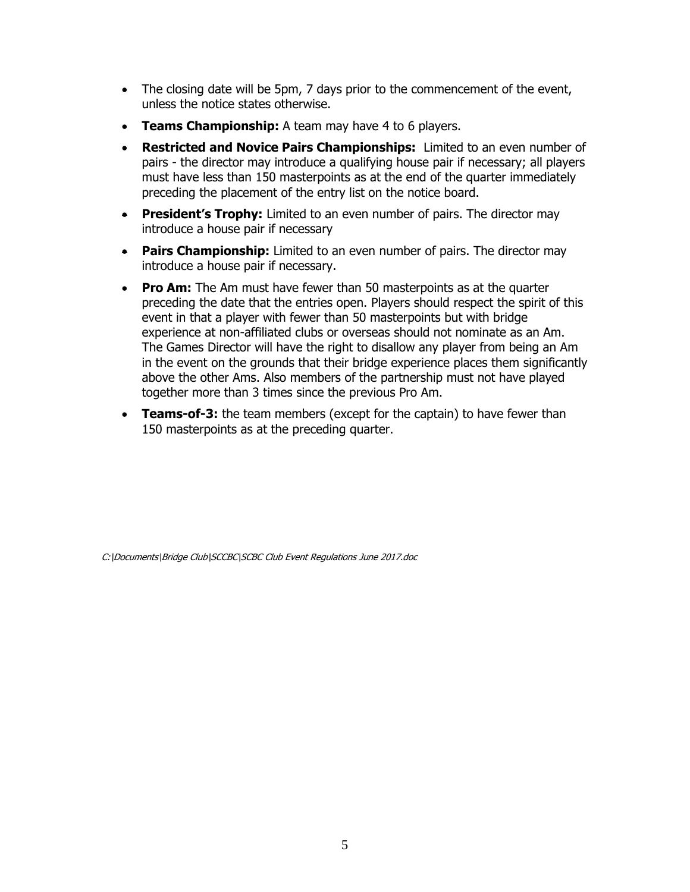- The closing date will be 5pm, 7 days prior to the commencement of the event, unless the notice states otherwise.
- **Teams Championship:** A team may have 4 to 6 players.
- **Restricted and Novice Pairs Championships:** Limited to an even number of pairs - the director may introduce a qualifying house pair if necessary; all players must have less than 150 masterpoints as at the end of the quarter immediately preceding the placement of the entry list on the notice board.
- **President's Trophy:** Limited to an even number of pairs. The director may introduce a house pair if necessary
- **Pairs Championship:** Limited to an even number of pairs. The director may introduce a house pair if necessary.
- **Pro Am:** The Am must have fewer than 50 masterpoints as at the quarter preceding the date that the entries open. Players should respect the spirit of this event in that a player with fewer than 50 masterpoints but with bridge experience at non-affiliated clubs or overseas should not nominate as an Am. The Games Director will have the right to disallow any player from being an Am in the event on the grounds that their bridge experience places them significantly above the other Ams. Also members of the partnership must not have played together more than 3 times since the previous Pro Am.
- **Teams-of-3:** the team members (except for the captain) to have fewer than 150 masterpoints as at the preceding quarter.

*C:\Documents\Bridge Club\SCCBC\SCBC Club Event Regulations June 2017.doc*